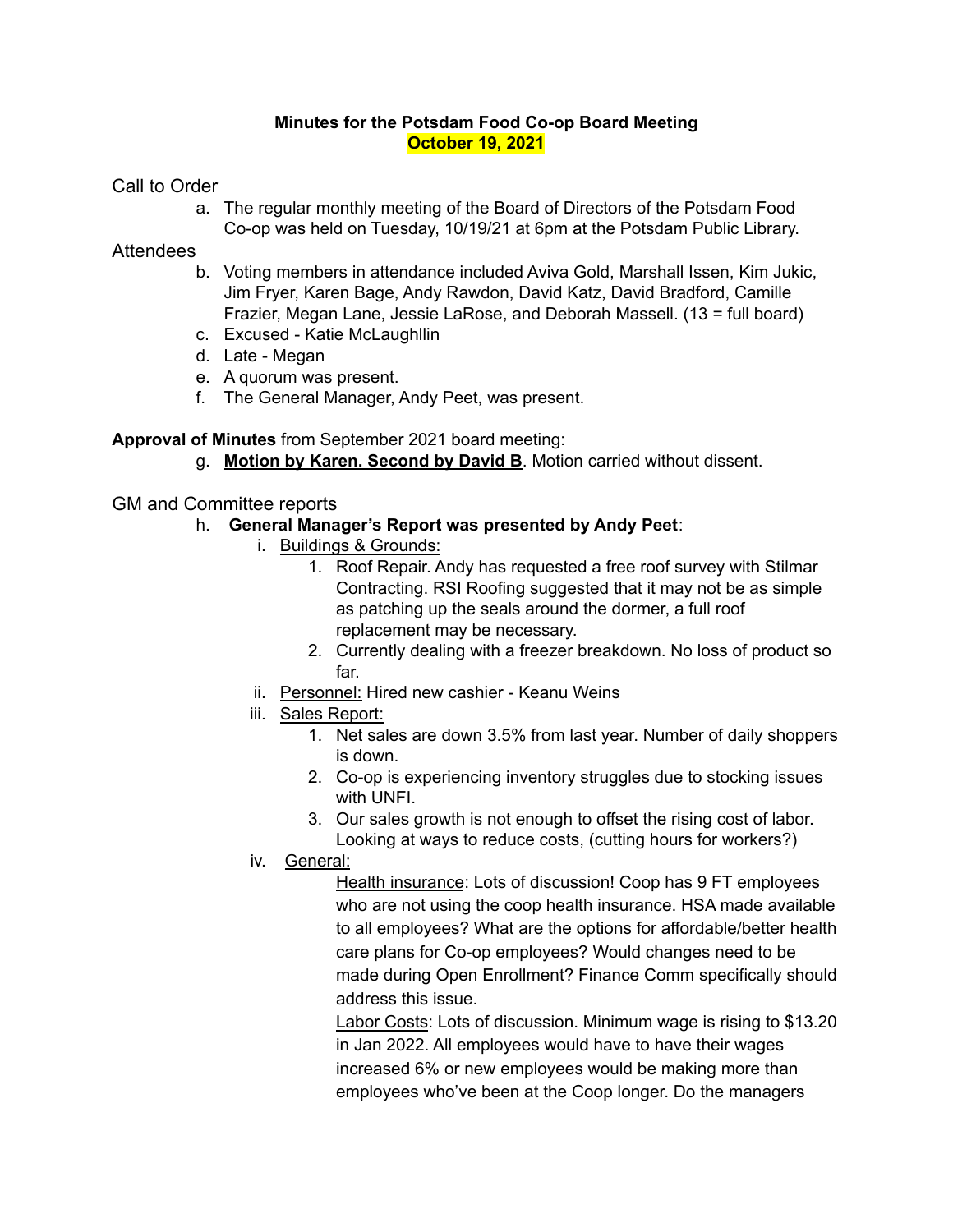**Minutes for the Potsdam Food Co-op Board Meeting**
**October 19, 2021**

Call to Order

a. The regular monthly meeting of the Board of Directors of the Potsdam Food Co-op was held on Tuesday, 10/19/21 at 6pm at the Potsdam Public Library.

Attendees

b. Voting members in attendance included Aviva Gold, Marshall Issen, Kim Jukic, Jim Fryer, Karen Bage, Andy Rawdon, David Katz, David Bradford, Camille Frazier, Megan Lane, Jessie LaRose, and Deborah Massell. (13 = full board)
c. Excused - Katie McLaughllin
d. Late - Megan
e. A quorum was present.
f. The General Manager, Andy Peet, was present.

**Approval of Minutes** from September 2021 board meeting:

g. **Motion by Karen. Second by David B**. Motion carried without dissent.

GM and Committee reports

h. **General Manager's Report was presented by Andy Peet**:
   i. Buildings & Grounds:
      1. Roof Repair. Andy has requested a free roof survey with Stilmar Contracting. RSI Roofing suggested that it may not be as simple as patching up the seals around the dormer, a full roof replacement may be necessary.
      2. Currently dealing with a freezer breakdown. No loss of product so far.
   ii. Personnel: Hired new cashier - Keanu Weins
   iii. Sales Report:
      1. Net sales are down 3.5% from last year. Number of daily shoppers is down.
      2. Co-op is experiencing inventory struggles due to stocking issues with UNFI.
      3. Our sales growth is not enough to offset the rising cost of labor. Looking at ways to reduce costs, (cutting hours for workers?)
   iv. General:
      Health insurance: Lots of discussion! Coop has 9 FT employees who are not using the coop health insurance. HSA made available to all employees? What are the options for affordable/better health care plans for Co-op employees? Would changes need to be made during Open Enrollment? Finance Comm specifically should address this issue.
      Labor Costs: Lots of discussion. Minimum wage is rising to $13.20 in Jan 2022. All employees would have to have their wages increased 6% or new employees would be making more than employees who've been at the Coop longer. Do the managers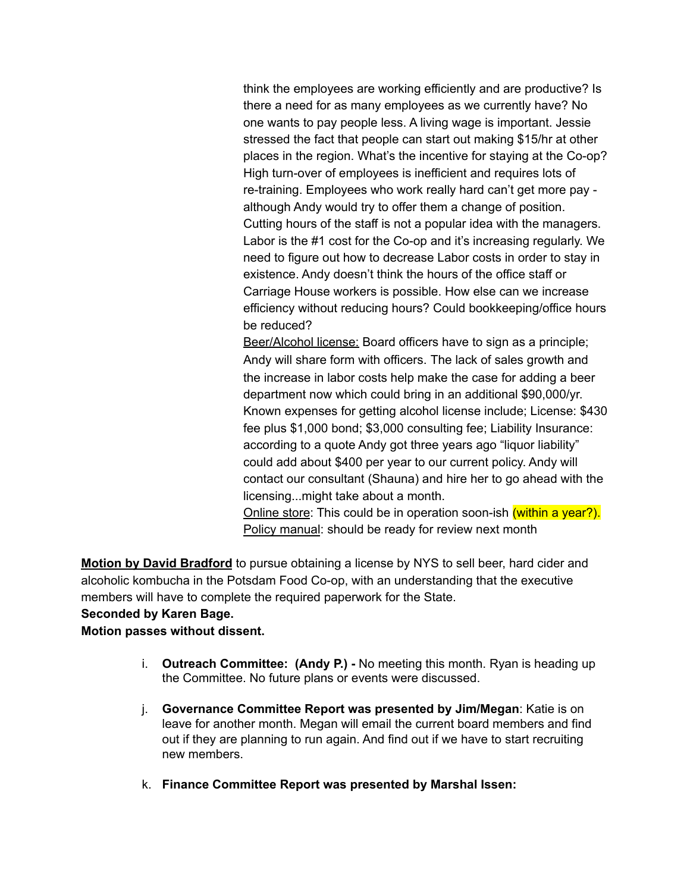think the employees are working efficiently and are productive? Is there a need for as many employees as we currently have? No one wants to pay people less. A living wage is important. Jessie stressed the fact that people can start out making $15/hr at other places in the region. What's the incentive for staying at the Co-op? High turn-over of employees is inefficient and requires lots of re-training. Employees who work really hard can't get more pay - although Andy would try to offer them a change of position. Cutting hours of the staff is not a popular idea with the managers. Labor is the #1 cost for the Co-op and it's increasing regularly. We need to figure out how to decrease Labor costs in order to stay in existence. Andy doesn't think the hours of the office staff or Carriage House workers is possible. How else can we increase efficiency without reducing hours? Could bookkeeping/office hours be reduced?

<u>Beer/Alcohol license:</u> Board officers have to sign as a principle; Andy will share form with officers. The lack of sales growth and the increase in labor costs help make the case for adding a beer department now which could bring in an additional $90,000/yr. Known expenses for getting alcohol license include; License: $430 fee plus $1,000 bond; $3,000 consulting fee; Liability Insurance: according to a quote Andy got three years ago "liquor liability" could add about $400 per year to our current policy. Andy will contact our consultant (Shauna) and hire her to go ahead with the licensing...might take about a month.

<u>Online store</u>: This could be in operation soon-ish (within a year?).

<u>Policy manual</u>: should be ready for review next month

**<u>Motion by David Bradford</u>** to pursue obtaining a license by NYS to sell beer, hard cider and alcoholic kombucha in the Potsdam Food Co-op, with an understanding that the executive members will have to complete the required paperwork for the State.

**Seconded by Karen Bage.**

**Motion passes without dissent.**

i. **Outreach Committee: (Andy P.) -** No meeting this month. Ryan is heading up the Committee. No future plans or events were discussed.

j. **Governance Committee Report was presented by Jim/Megan**: Katie is on leave for another month. Megan will email the current board members and find out if they are planning to run again. And find out if we have to start recruiting new members.

k. **Finance Committee Report was presented by Marshal Issen:**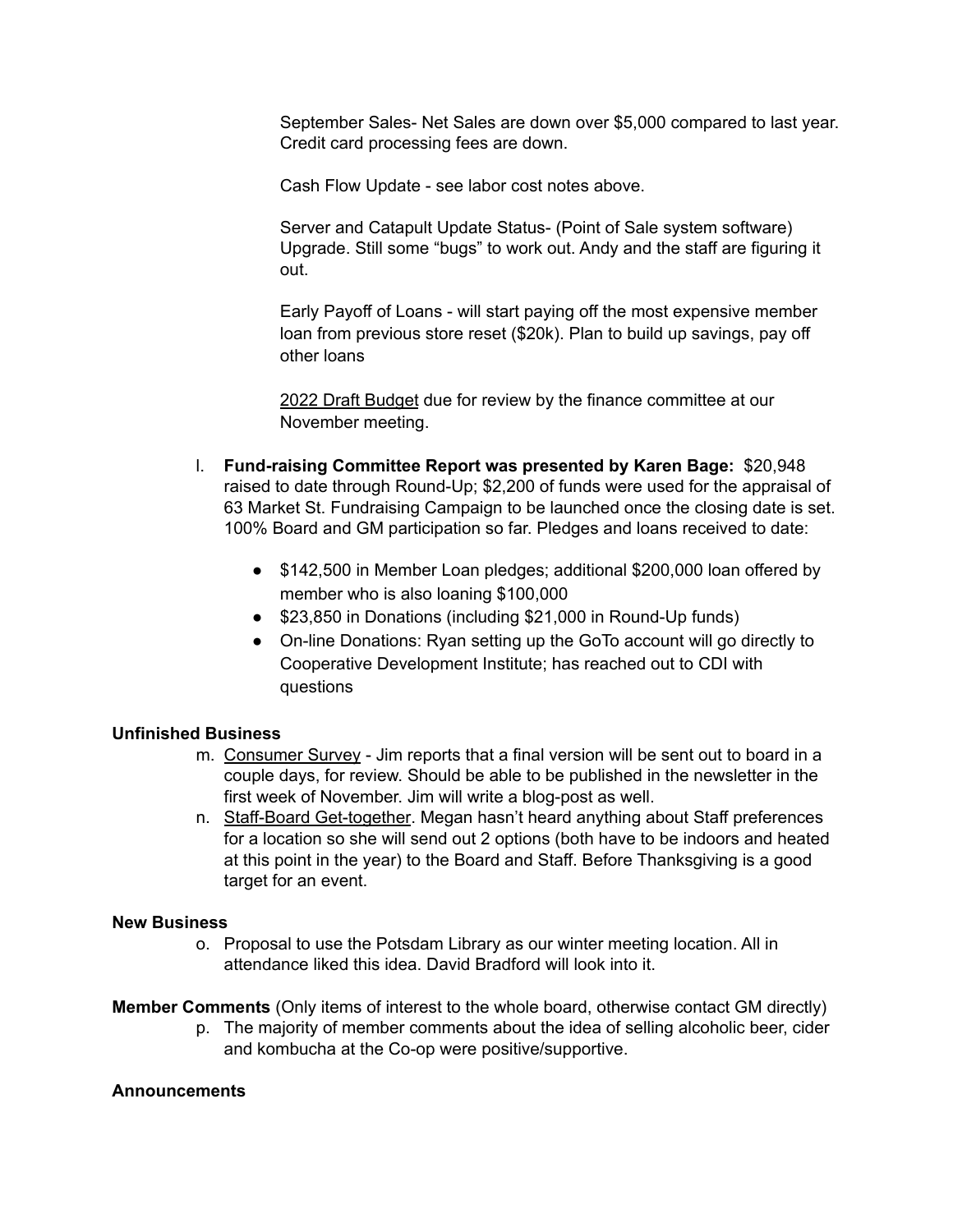September Sales- Net Sales are down over $5,000 compared to last year. Credit card processing fees are down.

Cash Flow Update - see labor cost notes above.

Server and Catapult Update Status- (Point of Sale system software) Upgrade. Still some "bugs" to work out. Andy and the staff are figuring it out.

Early Payoff of Loans - will start paying off the most expensive member loan from previous store reset ($20k). Plan to build up savings, pay off other loans

<u>2022 Draft Budget</u> due for review by the finance committee at our November meeting.

l. **Fund-raising Committee Report was presented by Karen Bage:** $20,948 raised to date through Round-Up; $2,200 of funds were used for the appraisal of 63 Market St. Fundraising Campaign to be launched once the closing date is set. 100% Board and GM participation so far. Pledges and loans received to date:

   - $142,500 in Member Loan pledges; additional $200,000 loan offered by member who is also loaning $100,000
   - $23,850 in Donations (including $21,000 in Round-Up funds)
   - On-line Donations: Ryan setting up the GoTo account will go directly to Cooperative Development Institute; has reached out to CDI with questions

**Unfinished Business**

m. <u>Consumer Survey</u> - Jim reports that a final version will be sent out to board in a couple days, for review. Should be able to be published in the newsletter in the first week of November. Jim will write a blog-post as well.

n. <u>Staff-Board Get-together</u>. Megan hasn't heard anything about Staff preferences for a location so she will send out 2 options (both have to be indoors and heated at this point in the year) to the Board and Staff. Before Thanksgiving is a good target for an event.

**New Business**

o. Proposal to use the Potsdam Library as our winter meeting location. All in attendance liked this idea. David Bradford will look into it.

**Member Comments** (Only items of interest to the whole board, otherwise contact GM directly)

p. The majority of member comments about the idea of selling alcoholic beer, cider and kombucha at the Co-op were positive/supportive.

**Announcements**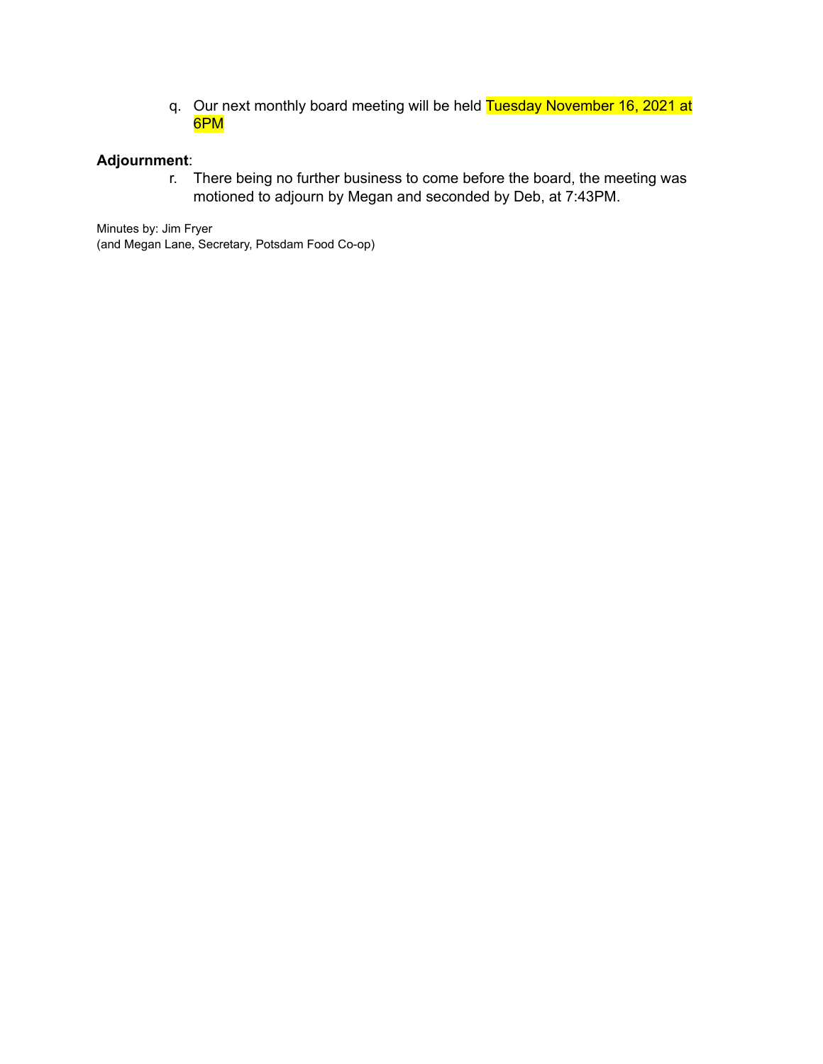q. Our next monthly board meeting will be held Tuesday November 16, 2021 at 6PM

**Adjournment**:

r. There being no further business to come before the board, the meeting was motioned to adjourn by Megan and seconded by Deb, at 7:43PM.

Minutes by: Jim Fryer
(and Megan Lane, Secretary, Potsdam Food Co-op)